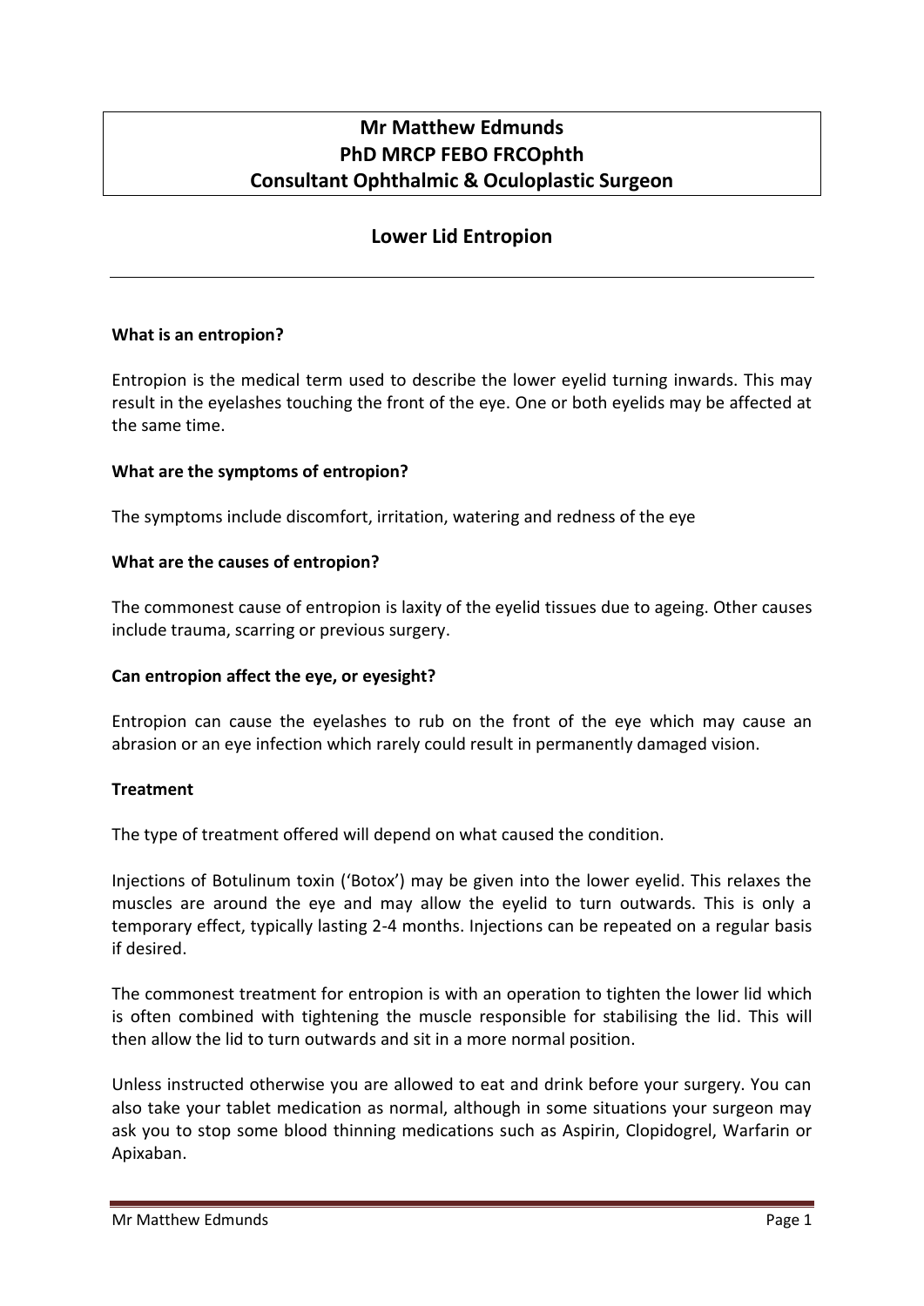**Mr Matthew Edmunds**
**PhD MRCP FEBO FRCOphth**
**Consultant Ophthalmic & Oculoplastic Surgeon**

# Lower Lid Entropion

### What is an entropion?

Entropion is the medical term used to describe the lower eyelid turning inwards. This may result in the eyelashes touching the front of the eye. One or both eyelids may be affected at the same time.

### What are the symptoms of entropion?

The symptoms include discomfort, irritation, watering and redness of the eye

### What are the causes of entropion?

The commonest cause of entropion is laxity of the eyelid tissues due to ageing. Other causes include trauma, scarring or previous surgery.

### Can entropion affect the eye, or eyesight?

Entropion can cause the eyelashes to rub on the front of the eye which may cause an abrasion or an eye infection which rarely could result in permanently damaged vision.

### Treatment

The type of treatment offered will depend on what caused the condition.

Injections of Botulinum toxin ('Botox') may be given into the lower eyelid. This relaxes the muscles are around the eye and may allow the eyelid to turn outwards. This is only a temporary effect, typically lasting 2-4 months. Injections can be repeated on a regular basis if desired.

The commonest treatment for entropion is with an operation to tighten the lower lid which is often combined with tightening the muscle responsible for stabilising the lid. This will then allow the lid to turn outwards and sit in a more normal position.

Unless instructed otherwise you are allowed to eat and drink before your surgery. You can also take your tablet medication as normal, although in some situations your surgeon may ask you to stop some blood thinning medications such as Aspirin, Clopidogrel, Warfarin or Apixaban.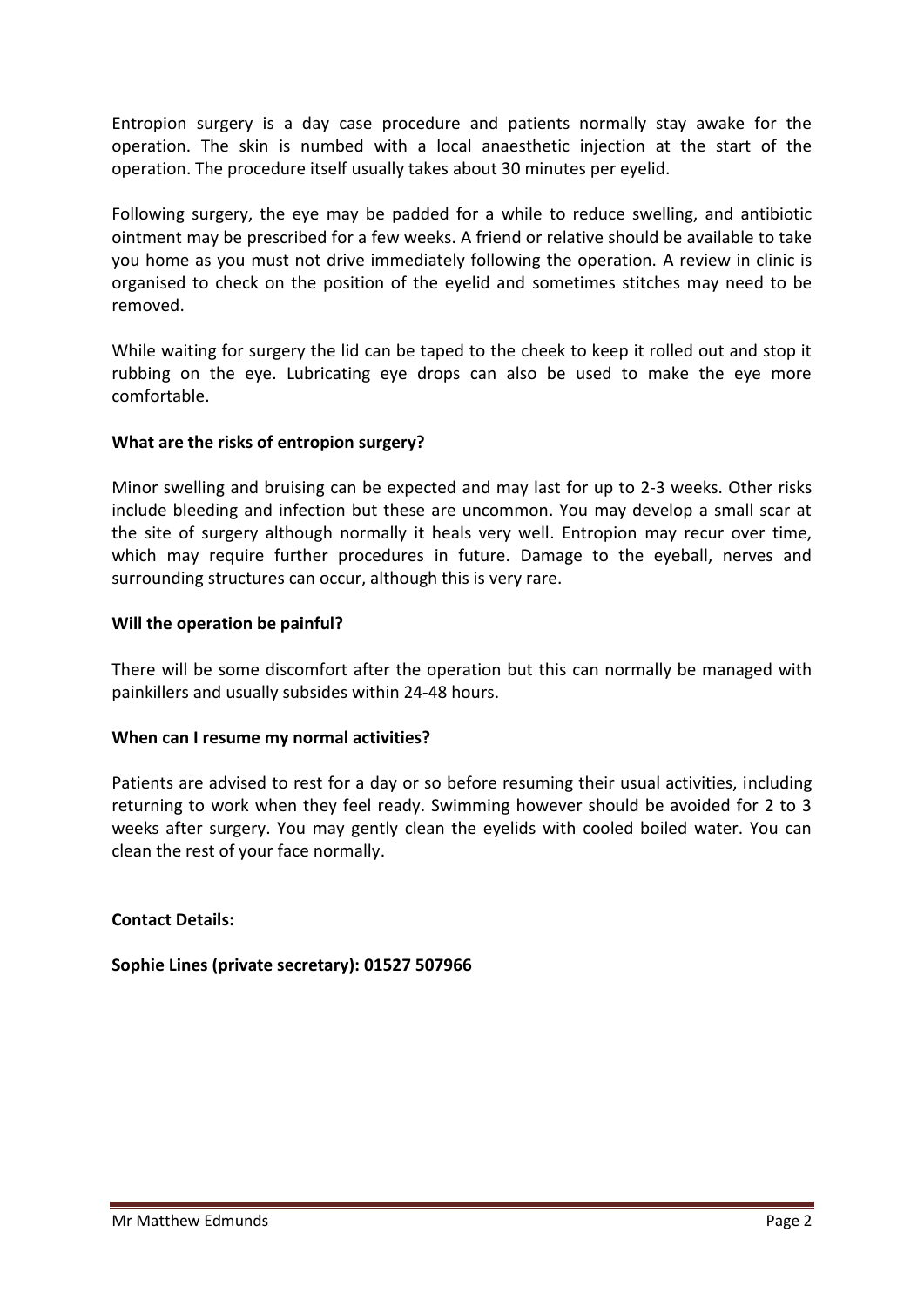Entropion surgery is a day case procedure and patients normally stay awake for the operation. The skin is numbed with a local anaesthetic injection at the start of the operation. The procedure itself usually takes about 30 minutes per eyelid.

Following surgery, the eye may be padded for a while to reduce swelling, and antibiotic ointment may be prescribed for a few weeks. A friend or relative should be available to take you home as you must not drive immediately following the operation. A review in clinic is organised to check on the position of the eyelid and sometimes stitches may need to be removed.

While waiting for surgery the lid can be taped to the cheek to keep it rolled out and stop it rubbing on the eye. Lubricating eye drops can also be used to make the eye more comfortable.

**What are the risks of entropion surgery?**

Minor swelling and bruising can be expected and may last for up to 2-3 weeks. Other risks include bleeding and infection but these are uncommon. You may develop a small scar at the site of surgery although normally it heals very well. Entropion may recur over time, which may require further procedures in future. Damage to the eyeball, nerves and surrounding structures can occur, although this is very rare.

**Will the operation be painful?**

There will be some discomfort after the operation but this can normally be managed with painkillers and usually subsides within 24-48 hours.

**When can I resume my normal activities?**

Patients are advised to rest for a day or so before resuming their usual activities, including returning to work when they feel ready. Swimming however should be avoided for 2 to 3 weeks after surgery. You may gently clean the eyelids with cooled boiled water. You can clean the rest of your face normally.

**Contact Details:**

**Sophie Lines (private secretary): 01527 507966**